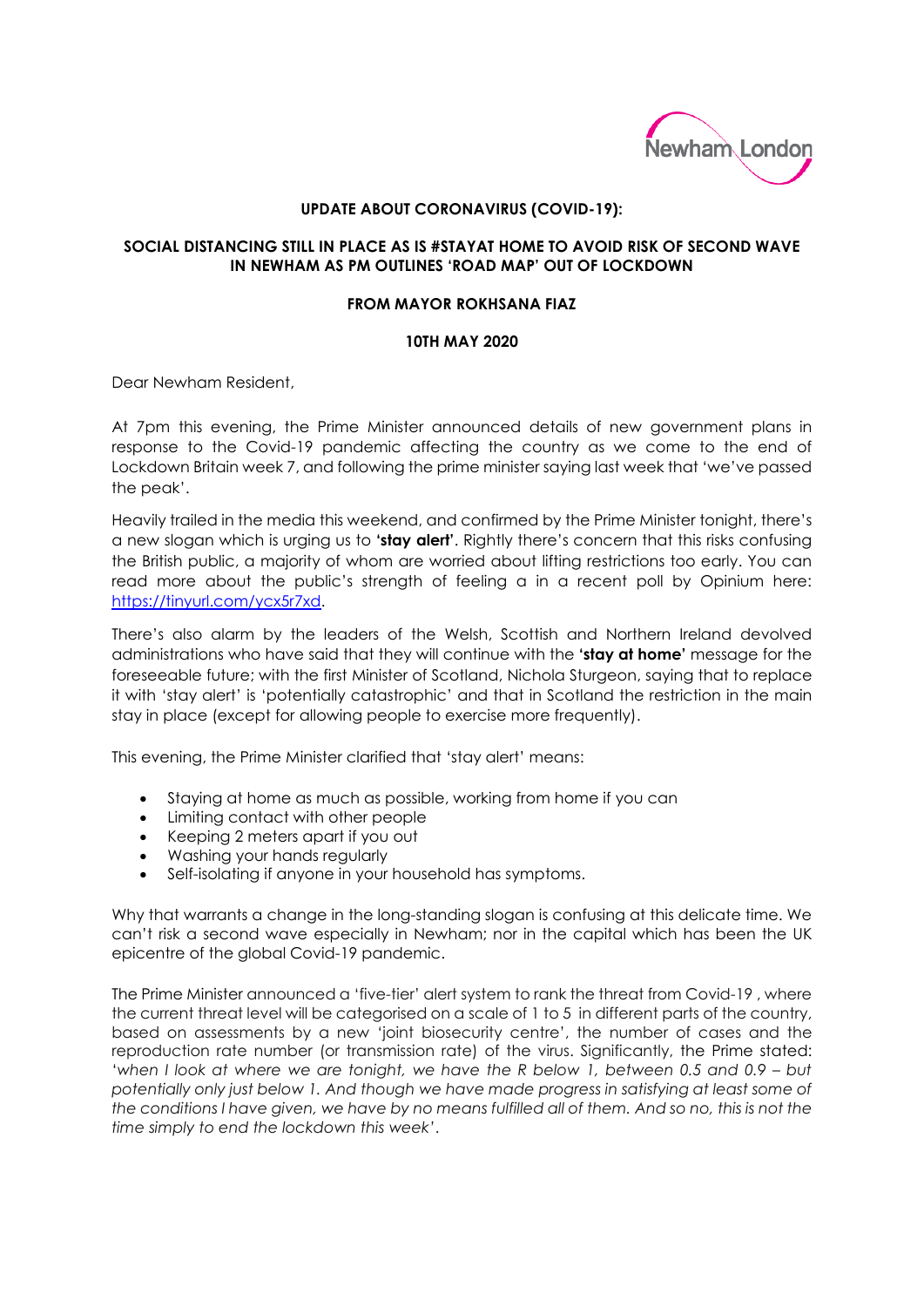**UPDATE ABOUT CORONAVIRUS (COVID-19):**

**SOCIAL DISTANCING STILL IN PLACE AS IS #STAYAT HOME TO AVOID RISK OF SECOND WAVE IN NEWHAM AS PM OUTLINES 'ROAD MAP' OUT OF LOCKDOWN**

**FROM MAYOR ROKHSANA FIAZ**

**10TH MAY 2020**

Dear Newham Resident,

At 7pm this evening, the Prime Minister announced details of new government plans in response to the Covid-19 pandemic affecting the country as we come to the end of Lockdown Britain week 7, and following the prime minister saying last week that 'we've passed the peak'.

Heavily trailed in the media this weekend, and confirmed by the Prime Minister tonight, there's a new slogan which is urging us to **'stay alert'**. Rightly there's concern that this risks confusing the British public, a majority of whom are worried about lifting restrictions too early. You can read more about the public's strength of feeling a in a recent poll by Opinium here: https://tinyurl.com/ycx5r7xd.

There's also alarm by the leaders of the Welsh, Scottish and Northern Ireland devolved administrations who have said that they will continue with the **'stay at home'** message for the foreseeable future; with the first Minister of Scotland, Nichola Sturgeon, saying that to replace it with 'stay alert' is 'potentially catastrophic' and that in Scotland the restriction in the main stay in place (except for allowing people to exercise more frequently).

This evening, the Prime Minister clarified that 'stay alert' means:

- Staying at home as much as possible, working from home if you can
- Limiting contact with other people
- Keeping 2 meters apart if you out
- Washing your hands regularly
- Self-isolating if anyone in your household has symptoms.

Why that warrants a change in the long-standing slogan is confusing at this delicate time. We can't risk a second wave especially in Newham; nor in the capital which has been the UK epicentre of the global Covid-19 pandemic.

The Prime Minister announced a 'five-tier' alert system to rank the threat from Covid-19 , where the current threat level will be categorised on a scale of 1 to 5 in different parts of the country, based on assessments by a new 'joint biosecurity centre', the number of cases and the reproduction rate number (or transmission rate) of the virus. Significantly, the Prime stated: '*when I look at where we are tonight, we have the R below 1, between 0.5 and 0.9 – but potentially only just below 1. And though we have made progress in satisfying at least some of the conditions I have given, we have by no means fulfilled all of them. And so no, this is not the time simply to end the lockdown this week*'.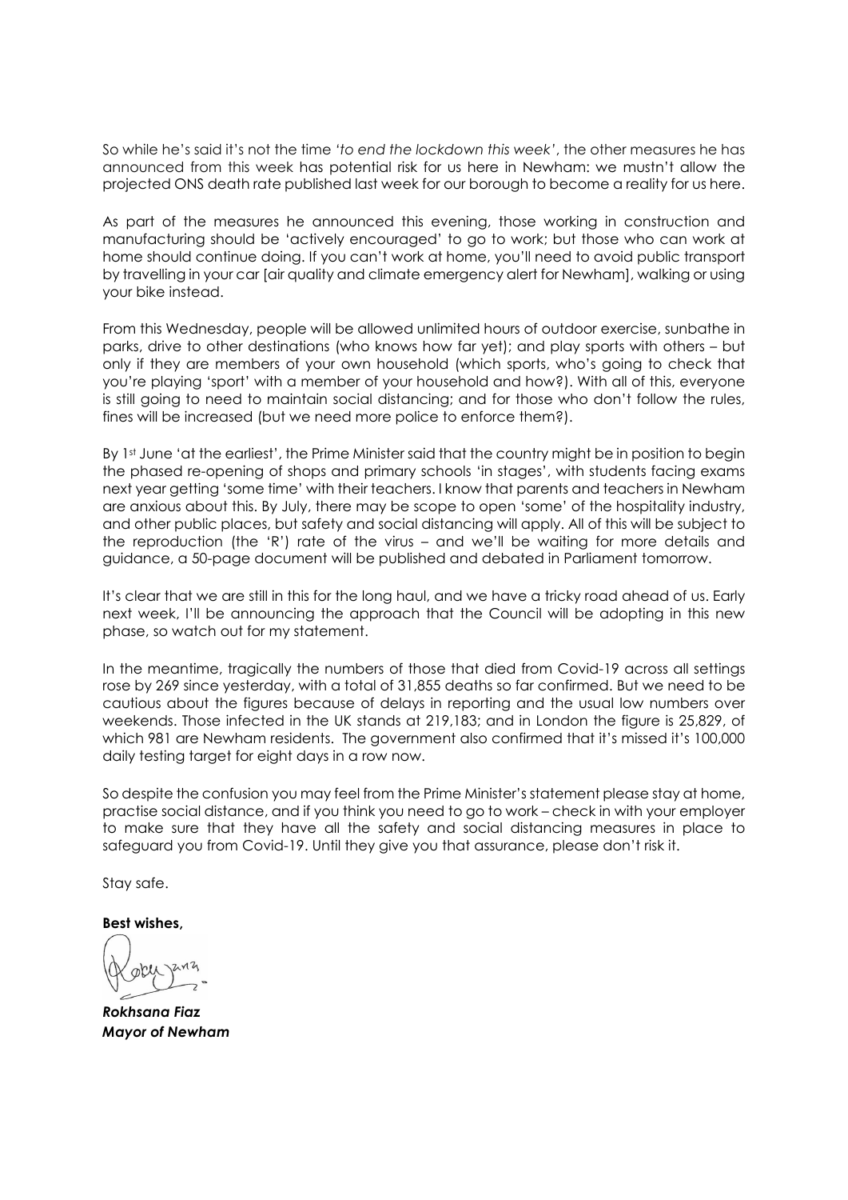So while he's said it's not the time *'to end the lockdown this week'*, the other measures he has announced from this week has potential risk for us here in Newham: we mustn't allow the projected ONS death rate published last week for our borough to become a reality for us here.

As part of the measures he announced this evening, those working in construction and manufacturing should be 'actively encouraged' to go to work; but those who can work at home should continue doing. If you can't work at home, you'll need to avoid public transport by travelling in your car [air quality and climate emergency alert for Newham], walking or using your bike instead.

From this Wednesday, people will be allowed unlimited hours of outdoor exercise, sunbathe in parks, drive to other destinations (who knows how far yet); and play sports with others – but only if they are members of your own household (which sports, who's going to check that you're playing 'sport' with a member of your household and how?). With all of this, everyone is still going to need to maintain social distancing; and for those who don't follow the rules, fines will be increased (but we need more police to enforce them?).

By 1st June 'at the earliest', the Prime Minister said that the country might be in position to begin the phased re-opening of shops and primary schools 'in stages', with students facing exams next year getting 'some time' with their teachers. I know that parents and teachers in Newham are anxious about this. By July, there may be scope to open 'some' of the hospitality industry, and other public places, but safety and social distancing will apply. All of this will be subject to the reproduction (the 'R') rate of the virus – and we'll be waiting for more details and guidance, a 50-page document will be published and debated in Parliament tomorrow.

It's clear that we are still in this for the long haul, and we have a tricky road ahead of us. Early next week, I'll be announcing the approach that the Council will be adopting in this new phase, so watch out for my statement.

In the meantime, tragically the numbers of those that died from Covid-19 across all settings rose by 269 since yesterday, with a total of 31,855 deaths so far confirmed. But we need to be cautious about the figures because of delays in reporting and the usual low numbers over weekends. Those infected in the UK stands at 219,183; and in London the figure is 25,829, of which 981 are Newham residents. The government also confirmed that it's missed it's 100,000 daily testing target for eight days in a row now.

So despite the confusion you may feel from the Prime Minister's statement please stay at home, practise social distance, and if you think you need to go to work – check in with your employer to make sure that they have all the safety and social distancing measures in place to safeguard you from Covid-19. Until they give you that assurance, please don't risk it.

Stay safe.

**Best wishes,**

***Rokhsana Fiaz***
***Mayor of Newham***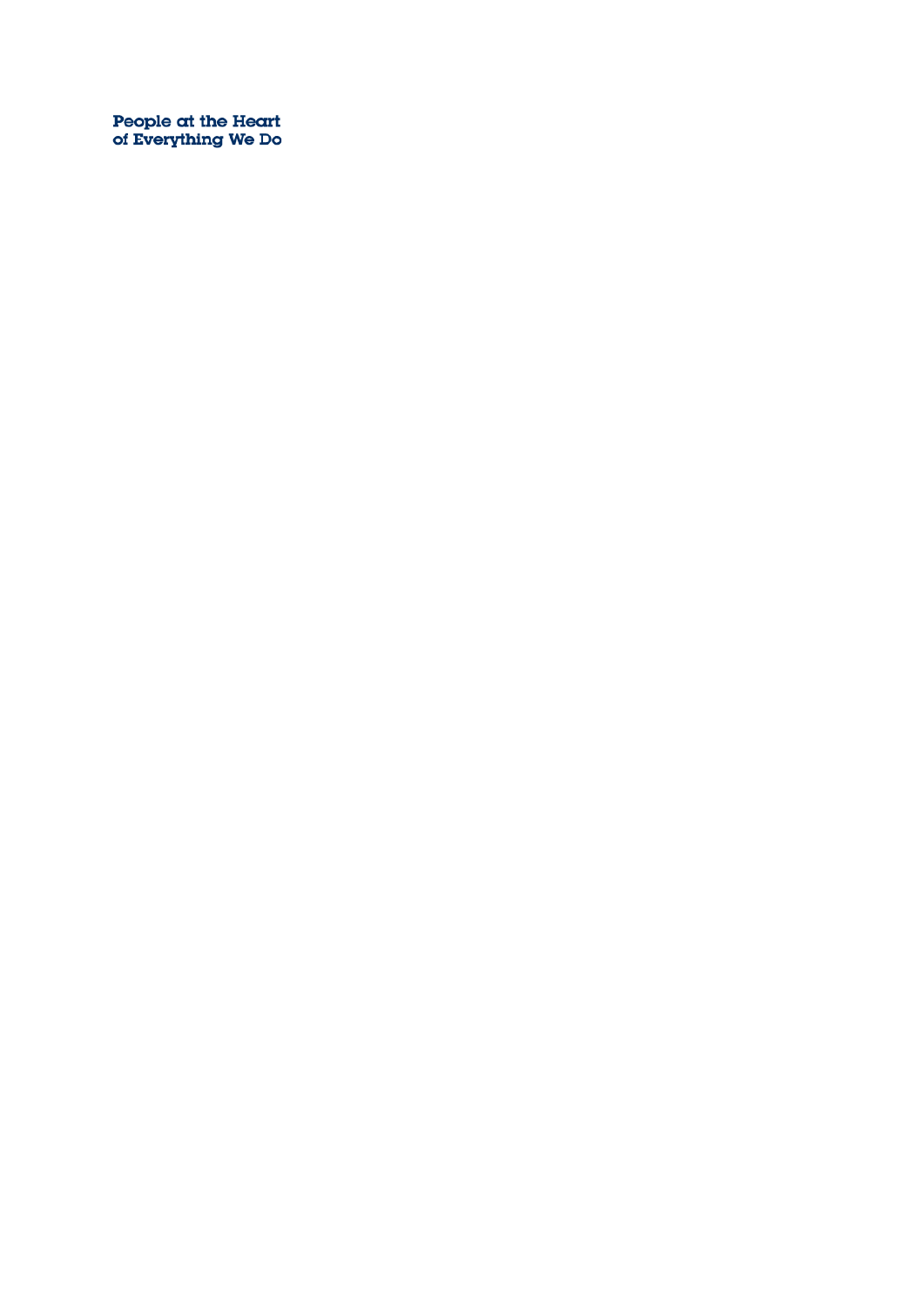People at the Heart
of Everything We Do